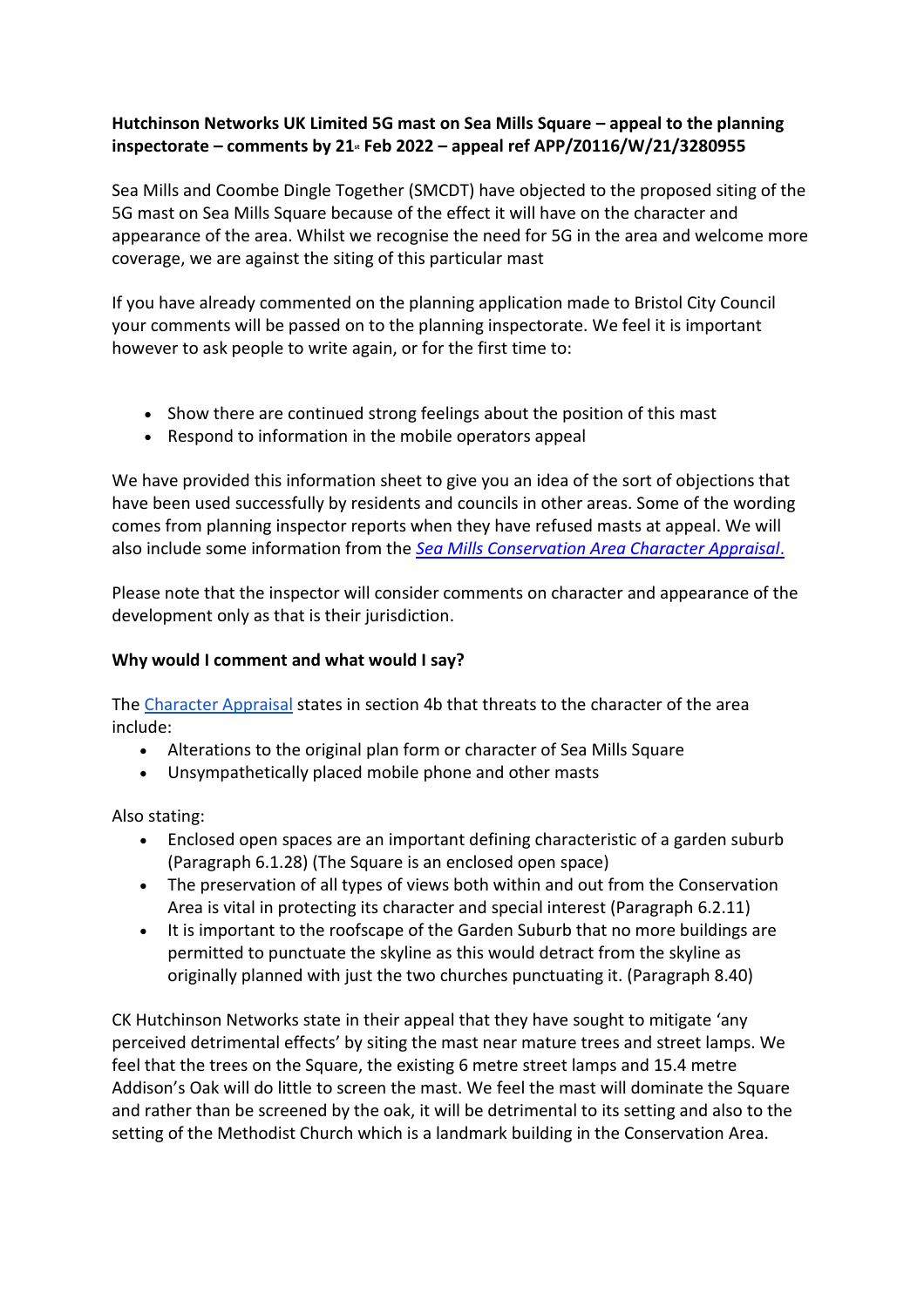**Hutchinson Networks UK Limited 5G mast on Sea Mills Square – appeal to the planning inspectorate – comments by 21st Feb 2022 – appeal ref APP/Z0116/W/21/3280955**

Sea Mills and Coombe Dingle Together (SMCDT) have objected to the proposed siting of the 5G mast on Sea Mills Square because of the effect it will have on the character and appearance of the area. Whilst we recognise the need for 5G in the area and welcome more coverage, we are against the siting of this particular mast

If you have already commented on the planning application made to Bristol City Council your comments will be passed on to the planning inspectorate. We feel it is important however to ask people to write again, or for the first time to:

- Show there are continued strong feelings about the position of this mast
- Respond to information in the mobile operators appeal

We have provided this information sheet to give you an idea of the sort of objections that have been used successfully by residents and councils in other areas. Some of the wording comes from planning inspector reports when they have refused masts at appeal. We will also include some information from the *Sea Mills Conservation Area Character Appraisal.*

Please note that the inspector will consider comments on character and appearance of the development only as that is their jurisdiction.

**Why would I comment and what would I say?**

The Character Appraisal states in section 4b that threats to the character of the area include:

- Alterations to the original plan form or character of Sea Mills Square
- Unsympathetically placed mobile phone and other masts

Also stating:

- Enclosed open spaces are an important defining characteristic of a garden suburb (Paragraph 6.1.28) (The Square is an enclosed open space)
- The preservation of all types of views both within and out from the Conservation Area is vital in protecting its character and special interest (Paragraph 6.2.11)
- It is important to the roofscape of the Garden Suburb that no more buildings are permitted to punctuate the skyline as this would detract from the skyline as originally planned with just the two churches punctuating it. (Paragraph 8.40)

CK Hutchinson Networks state in their appeal that they have sought to mitigate 'any perceived detrimental effects' by siting the mast near mature trees and street lamps. We feel that the trees on the Square, the existing 6 metre street lamps and 15.4 metre Addison's Oak will do little to screen the mast. We feel the mast will dominate the Square and rather than be screened by the oak, it will be detrimental to its setting and also to the setting of the Methodist Church which is a landmark building in the Conservation Area.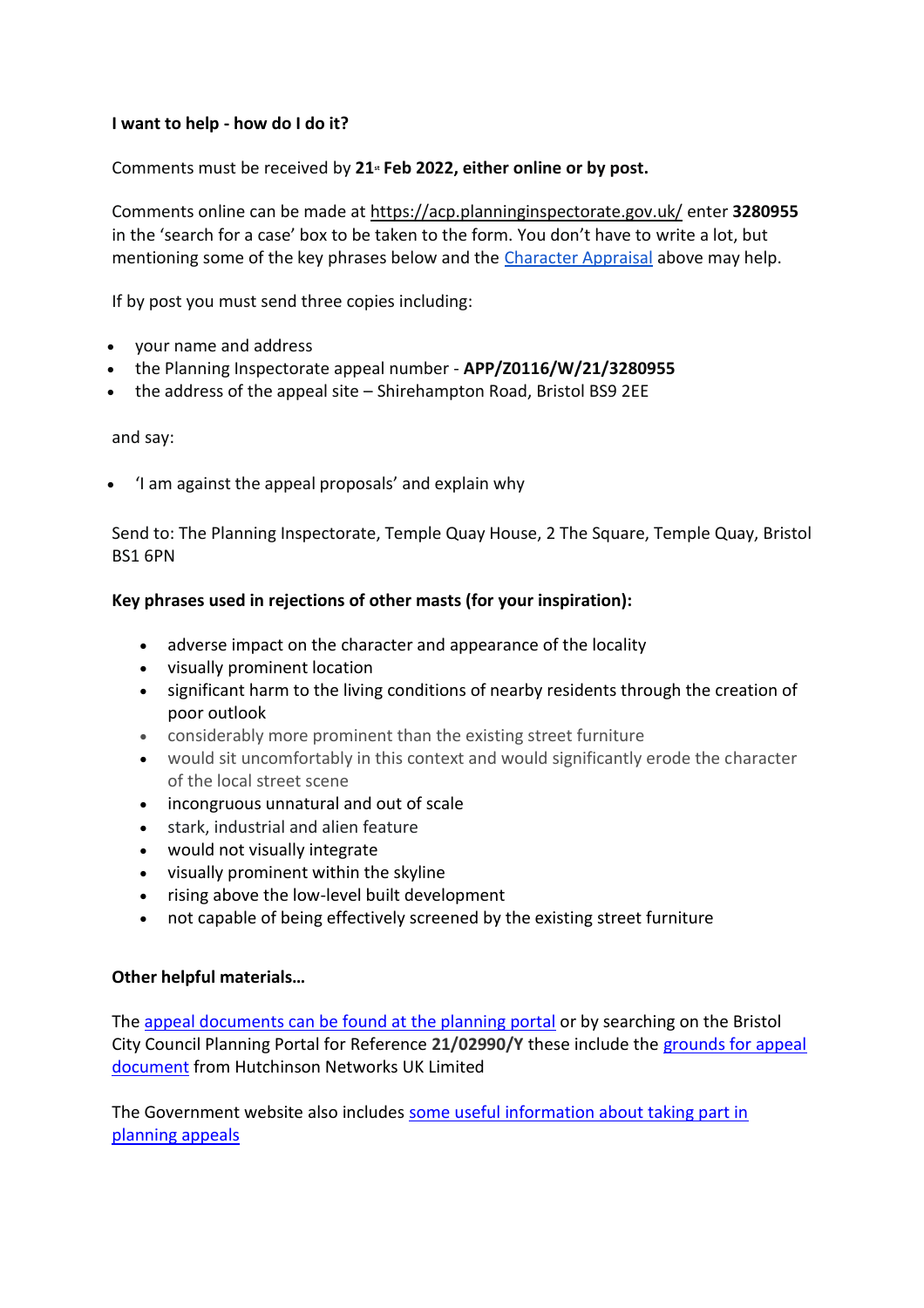**I want to help - how do I do it?**

Comments must be received by **21st Feb 2022, either online or by post.**

Comments online can be made at https://acp.planninginspectorate.gov.uk/ enter **3280955** in the 'search for a case' box to be taken to the form. You don't have to write a lot, but mentioning some of the key phrases below and the Character Appraisal above may help.

If by post you must send three copies including:

- your name and address
- the Planning Inspectorate appeal number - **APP/Z0116/W/21/3280955**
- the address of the appeal site – Shirehampton Road, Bristol BS9 2EE

and say:

- 'I am against the appeal proposals' and explain why

Send to: The Planning Inspectorate, Temple Quay House, 2 The Square, Temple Quay, Bristol BS1 6PN

**Key phrases used in rejections of other masts (for your inspiration):**

- adverse impact on the character and appearance of the locality
- visually prominent location
- significant harm to the living conditions of nearby residents through the creation of poor outlook
- considerably more prominent than the existing street furniture
- would sit uncomfortably in this context and would significantly erode the character of the local street scene
- incongruous unnatural and out of scale
- stark, industrial and alien feature
- would not visually integrate
- visually prominent within the skyline
- rising above the low-level built development
- not capable of being effectively screened by the existing street furniture

**Other helpful materials…**

The appeal documents can be found at the planning portal or by searching on the Bristol City Council Planning Portal for Reference **21/02990/Y** these include the grounds for appeal document from Hutchinson Networks UK Limited

The Government website also includes some useful information about taking part in planning appeals